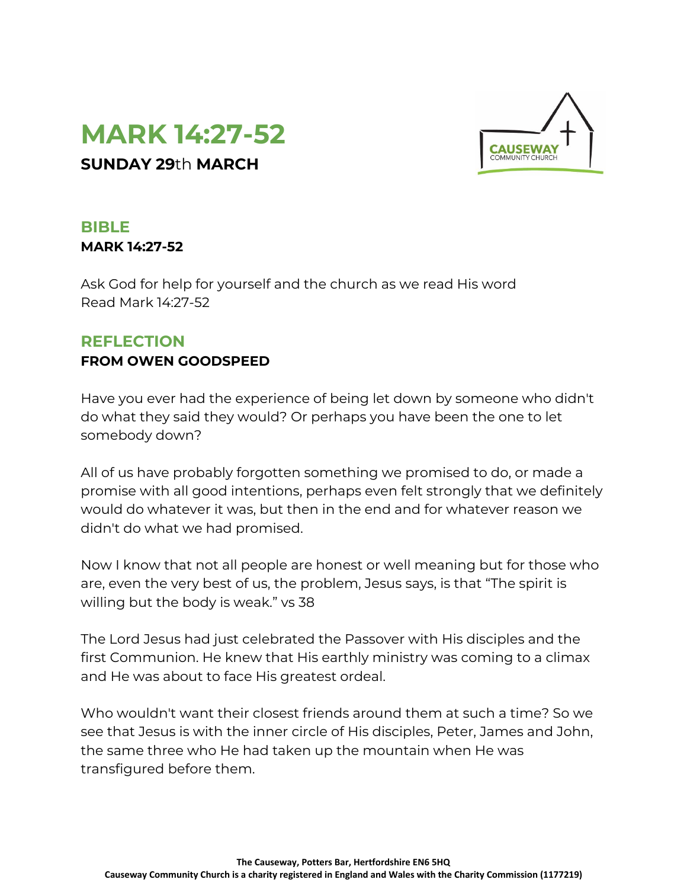# MARK 14:27-52

**SUNDAY 29th MARCH**

## BIBLE

**MARK 14:27-52**

Ask God for help for yourself and the church as we read His word
Read Mark 14:27-52

## REFLECTION

**FROM OWEN GOODSPEED**

Have you ever had the experience of being let down by someone who didn't do what they said they would? Or perhaps you have been the one to let somebody down?

All of us have probably forgotten something we promised to do, or made a promise with all good intentions, perhaps even felt strongly that we definitely would do whatever it was, but then in the end and for whatever reason we didn't do what we had promised.

Now I know that not all people are honest or well meaning but for those who are, even the very best of us, the problem, Jesus says, is that "The spirit is willing but the body is weak." vs 38

The Lord Jesus had just celebrated the Passover with His disciples and the first Communion. He knew that His earthly ministry was coming to a climax and He was about to face His greatest ordeal.

Who wouldn't want their closest friends around them at such a time? So we see that Jesus is with the inner circle of His disciples, Peter, James and John, the same three who He had taken up the mountain when He was transfigured before them.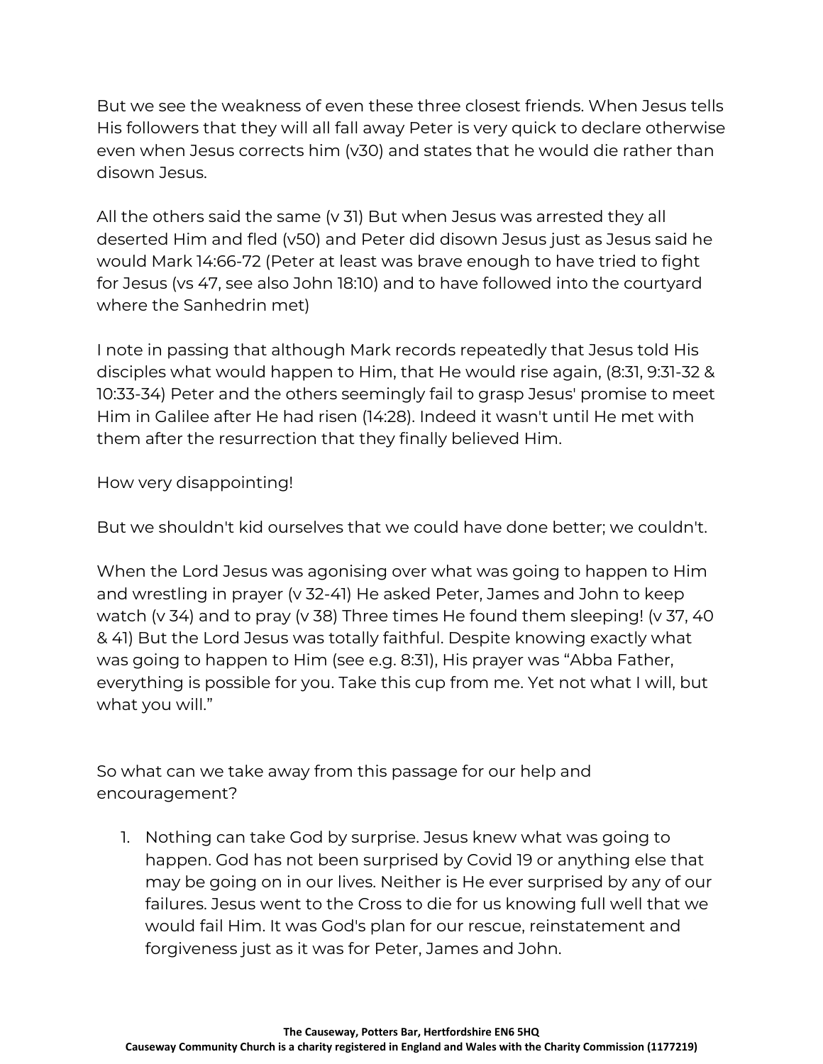But we see the weakness of even these three closest friends. When Jesus tells His followers that they will all fall away Peter is very quick to declare otherwise even when Jesus corrects him (v30) and states that he would die rather than disown Jesus.

All the others said the same (v 31) But when Jesus was arrested they all deserted Him and fled (v50) and Peter did disown Jesus just as Jesus said he would Mark 14:66-72 (Peter at least was brave enough to have tried to fight for Jesus (vs 47, see also John 18:10) and to have followed into the courtyard where the Sanhedrin met)

I note in passing that although Mark records repeatedly that Jesus told His disciples what would happen to Him, that He would rise again, (8:31, 9:31-32 & 10:33-34) Peter and the others seemingly fail to grasp Jesus' promise to meet Him in Galilee after He had risen (14:28). Indeed it wasn't until He met with them after the resurrection that they finally believed Him.

How very disappointing!

But we shouldn't kid ourselves that we could have done better; we couldn't.

When the Lord Jesus was agonising over what was going to happen to Him and wrestling in prayer (v 32-41) He asked Peter, James and John to keep watch (v 34) and to pray (v 38) Three times He found them sleeping! (v 37, 40 & 41) But the Lord Jesus was totally faithful. Despite knowing exactly what was going to happen to Him (see e.g. 8:31), His prayer was “Abba Father, everything is possible for you. Take this cup from me. Yet not what I will, but what you will.”

So what can we take away from this passage for our help and encouragement?

1. Nothing can take God by surprise. Jesus knew what was going to happen. God has not been surprised by Covid 19 or anything else that may be going on in our lives. Neither is He ever surprised by any of our failures. Jesus went to the Cross to die for us knowing full well that we would fail Him. It was God's plan for our rescue, reinstatement and forgiveness just as it was for Peter, James and John.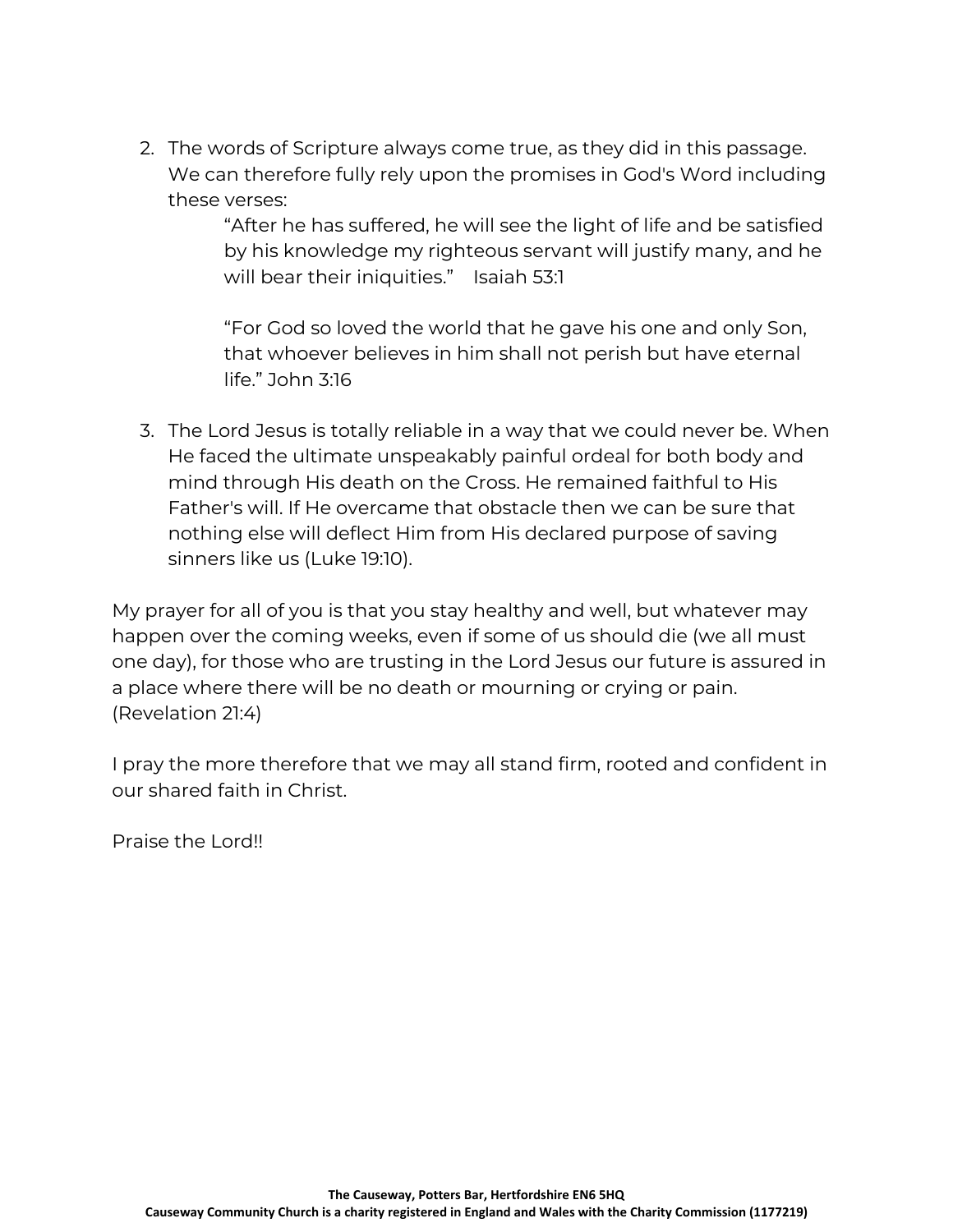2. The words of Scripture always come true, as they did in this passage. We can therefore fully rely upon the promises in God's Word including these verses:

   > "After he has suffered, he will see the light of life and be satisfied by his knowledge my righteous servant will justify many, and he will bear their iniquities." Isaiah 53:1
   >
   > "For God so loved the world that he gave his one and only Son, that whoever believes in him shall not perish but have eternal life." John 3:16

3. The Lord Jesus is totally reliable in a way that we could never be. When He faced the ultimate unspeakably painful ordeal for both body and mind through His death on the Cross. He remained faithful to His Father's will. If He overcame that obstacle then we can be sure that nothing else will deflect Him from His declared purpose of saving sinners like us (Luke 19:10).

My prayer for all of you is that you stay healthy and well, but whatever may happen over the coming weeks, even if some of us should die (we all must one day), for those who are trusting in the Lord Jesus our future is assured in a place where there will be no death or mourning or crying or pain. (Revelation 21:4)

I pray the more therefore that we may all stand firm, rooted and confident in our shared faith in Christ.

Praise the Lord!!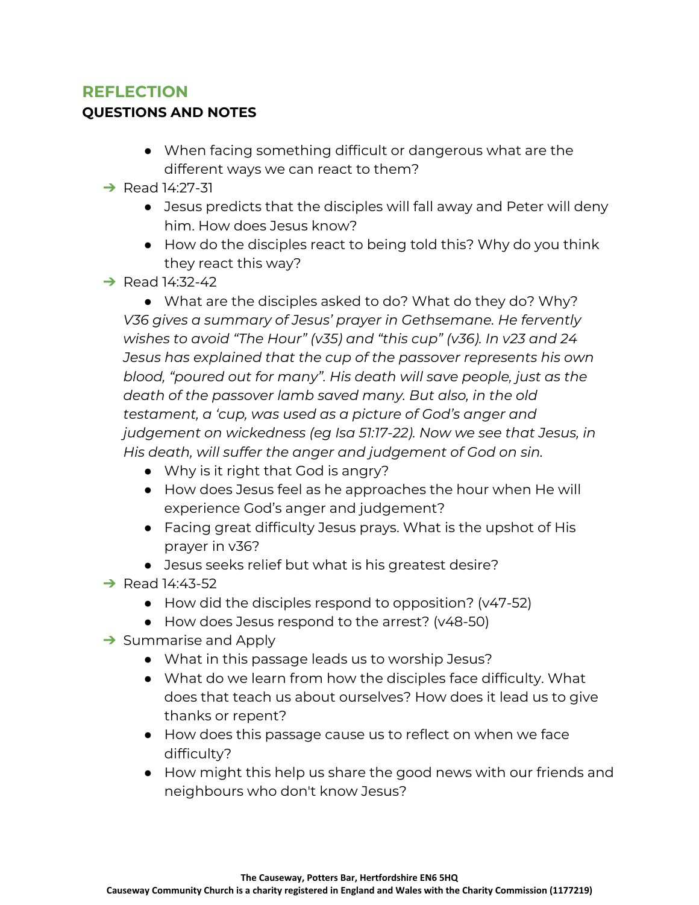## REFLECTION

### QUESTIONS AND NOTES

- When facing something difficult or dangerous what are the different ways we can react to them?

➔ Read 14:27-31

- Jesus predicts that the disciples will fall away and Peter will deny him. How does Jesus know?
- How do the disciples react to being told this? Why do you think they react this way?

➔ Read 14:32-42

- What are the disciples asked to do? What do they do? Why?

*V36 gives a summary of Jesus' prayer in Gethsemane. He fervently wishes to avoid "The Hour" (v35) and "this cup" (v36). In v23 and 24 Jesus has explained that the cup of the passover represents his own blood, "poured out for many". His death will save people, just as the death of the passover lamb saved many. But also, in the old testament, a 'cup, was used as a picture of God's anger and judgement on wickedness (eg Isa 51:17-22). Now we see that Jesus, in His death, will suffer the anger and judgement of God on sin.*

- Why is it right that God is angry?
- How does Jesus feel as he approaches the hour when He will experience God's anger and judgement?
- Facing great difficulty Jesus prays. What is the upshot of His prayer in v36?
- Jesus seeks relief but what is his greatest desire?

➔ Read 14:43-52

- How did the disciples respond to opposition? (v47-52)
- How does Jesus respond to the arrest? (v48-50)

➔ Summarise and Apply

- What in this passage leads us to worship Jesus?
- What do we learn from how the disciples face difficulty. What does that teach us about ourselves? How does it lead us to give thanks or repent?
- How does this passage cause us to reflect on when we face difficulty?
- How might this help us share the good news with our friends and neighbours who don't know Jesus?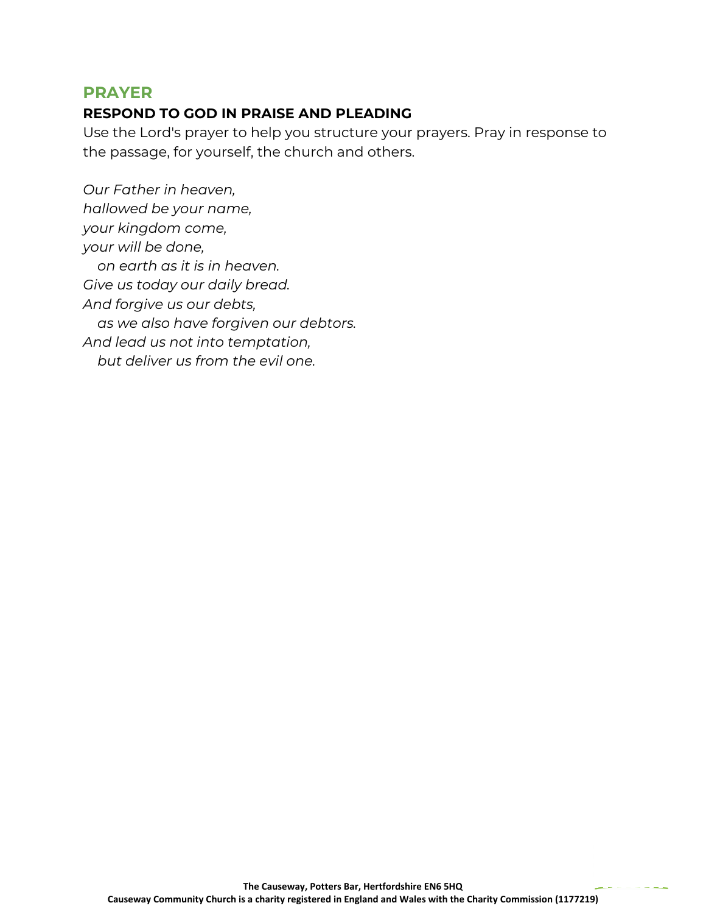## PRAYER

### RESPOND TO GOD IN PRAISE AND PLEADING

Use the Lord's prayer to help you structure your prayers. Pray in response to the passage, for yourself, the church and others.

*Our Father in heaven,*
*hallowed be your name,*
*your kingdom come,*
*your will be done,*
*on earth as it is in heaven.*
*Give us today our daily bread.*
*And forgive us our debts,*
*as we also have forgiven our debtors.*
*And lead us not into temptation,*
*but deliver us from the evil one.*